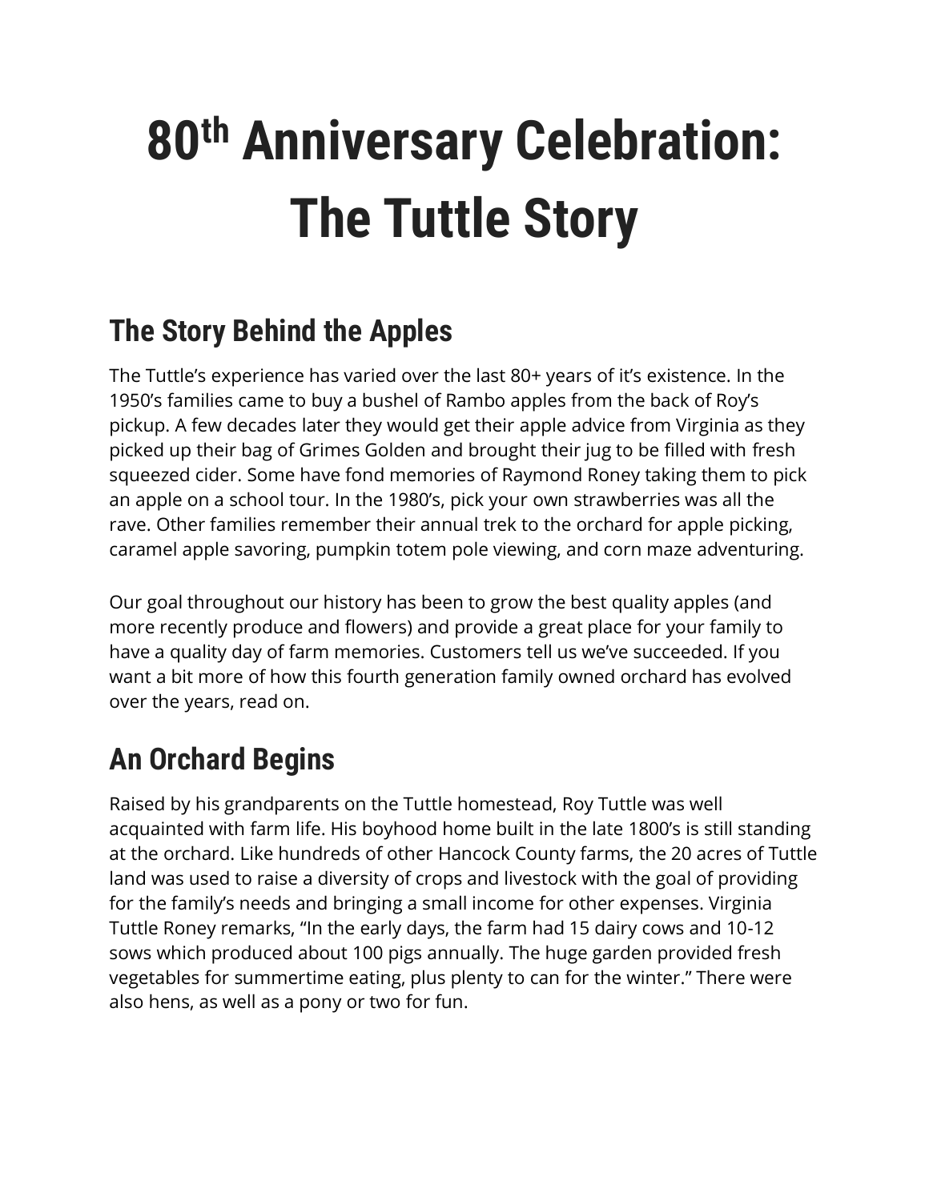# 80th Anniversary Celebration: The Tuttle Story

## The Story Behind the Apples

The Tuttle's experience has varied over the last 80+ years of it's existence. In the 1950's families came to buy a bushel of Rambo apples from the back of Roy's pickup. A few decades later they would get their apple advice from Virginia as they picked up their bag of Grimes Golden and brought their jug to be filled with fresh squeezed cider. Some have fond memories of Raymond Roney taking them to pick an apple on a school tour. In the 1980's, pick your own strawberries was all the rave. Other families remember their annual trek to the orchard for apple picking, caramel apple savoring, pumpkin totem pole viewing, and corn maze adventuring.

Our goal throughout our history has been to grow the best quality apples (and more recently produce and flowers) and provide a great place for your family to have a quality day of farm memories. Customers tell us we've succeeded. If you want a bit more of how this fourth generation family owned orchard has evolved over the years, read on.

## An Orchard Begins

Raised by his grandparents on the Tuttle homestead, Roy Tuttle was well acquainted with farm life. His boyhood home built in the late 1800's is still standing at the orchard. Like hundreds of other Hancock County farms, the 20 acres of Tuttle land was used to raise a diversity of crops and livestock with the goal of providing for the family's needs and bringing a small income for other expenses. Virginia Tuttle Roney remarks, "In the early days, the farm had 15 dairy cows and 10-12 sows which produced about 100 pigs annually. The huge garden provided fresh vegetables for summertime eating, plus plenty to can for the winter." There were also hens, as well as a pony or two for fun.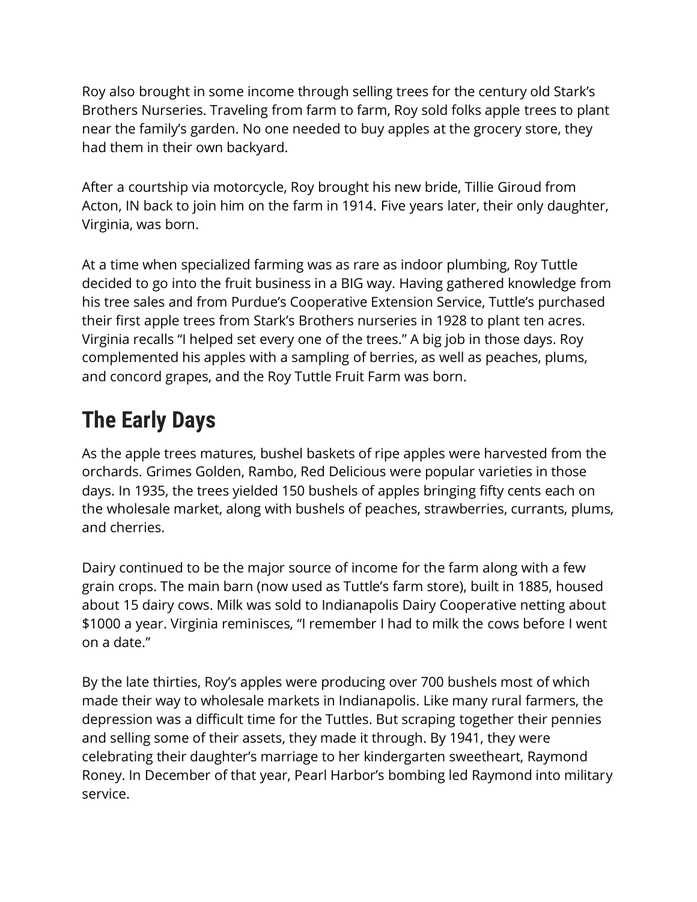Roy also brought in some income through selling trees for the century old Stark's Brothers Nurseries. Traveling from farm to farm, Roy sold folks apple trees to plant near the family's garden. No one needed to buy apples at the grocery store, they had them in their own backyard.

After a courtship via motorcycle, Roy brought his new bride, Tillie Giroud from Acton, IN back to join him on the farm in 1914. Five years later, their only daughter, Virginia, was born.

At a time when specialized farming was as rare as indoor plumbing, Roy Tuttle decided to go into the fruit business in a BIG way. Having gathered knowledge from his tree sales and from Purdue's Cooperative Extension Service, Tuttle's purchased their first apple trees from Stark's Brothers nurseries in 1928 to plant ten acres. Virginia recalls "I helped set every one of the trees." A big job in those days. Roy complemented his apples with a sampling of berries, as well as peaches, plums, and concord grapes, and the Roy Tuttle Fruit Farm was born.

## The Early Days

As the apple trees matures, bushel baskets of ripe apples were harvested from the orchards. Grimes Golden, Rambo, Red Delicious were popular varieties in those days. In 1935, the trees yielded 150 bushels of apples bringing fifty cents each on the wholesale market, along with bushels of peaches, strawberries, currants, plums, and cherries.

Dairy continued to be the major source of income for the farm along with a few grain crops. The main barn (now used as Tuttle's farm store), built in 1885, housed about 15 dairy cows. Milk was sold to Indianapolis Dairy Cooperative netting about $1000 a year. Virginia reminisces, "I remember I had to milk the cows before I went on a date."

By the late thirties, Roy's apples were producing over 700 bushels most of which made their way to wholesale markets in Indianapolis. Like many rural farmers, the depression was a difficult time for the Tuttles. But scraping together their pennies and selling some of their assets, they made it through. By 1941, they were celebrating their daughter's marriage to her kindergarten sweetheart, Raymond Roney. In December of that year, Pearl Harbor's bombing led Raymond into military service.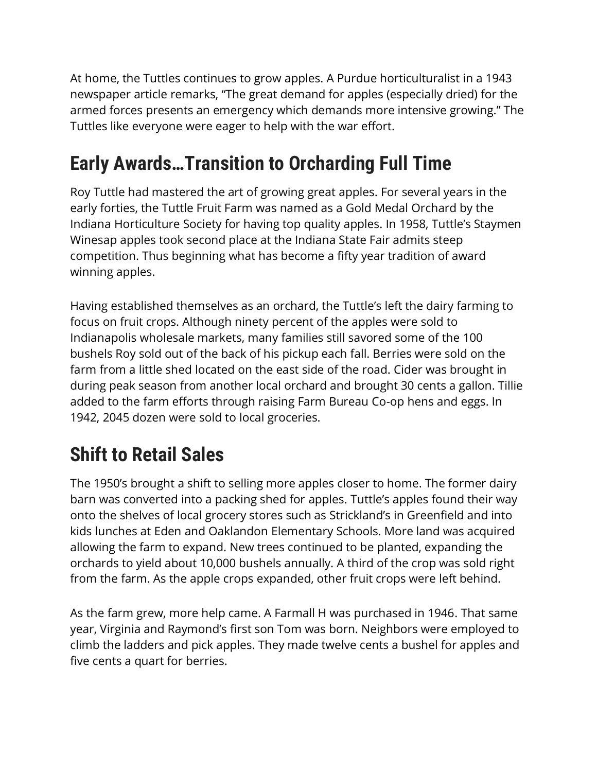At home, the Tuttles continues to grow apples. A Purdue horticulturalist in a 1943 newspaper article remarks, "The great demand for apples (especially dried) for the armed forces presents an emergency which demands more intensive growing." The Tuttles like everyone were eager to help with the war effort.

## Early Awards…Transition to Orcharding Full Time

Roy Tuttle had mastered the art of growing great apples. For several years in the early forties, the Tuttle Fruit Farm was named as a Gold Medal Orchard by the Indiana Horticulture Society for having top quality apples. In 1958, Tuttle's Staymen Winesap apples took second place at the Indiana State Fair admits steep competition. Thus beginning what has become a fifty year tradition of award winning apples.

Having established themselves as an orchard, the Tuttle's left the dairy farming to focus on fruit crops. Although ninety percent of the apples were sold to Indianapolis wholesale markets, many families still savored some of the 100 bushels Roy sold out of the back of his pickup each fall. Berries were sold on the farm from a little shed located on the east side of the road. Cider was brought in during peak season from another local orchard and brought 30 cents a gallon. Tillie added to the farm efforts through raising Farm Bureau Co-op hens and eggs. In 1942, 2045 dozen were sold to local groceries.

## Shift to Retail Sales

The 1950's brought a shift to selling more apples closer to home. The former dairy barn was converted into a packing shed for apples. Tuttle's apples found their way onto the shelves of local grocery stores such as Strickland's in Greenfield and into kids lunches at Eden and Oaklandon Elementary Schools. More land was acquired allowing the farm to expand. New trees continued to be planted, expanding the orchards to yield about 10,000 bushels annually. A third of the crop was sold right from the farm. As the apple crops expanded, other fruit crops were left behind.

As the farm grew, more help came. A Farmall H was purchased in 1946. That same year, Virginia and Raymond's first son Tom was born. Neighbors were employed to climb the ladders and pick apples. They made twelve cents a bushel for apples and five cents a quart for berries.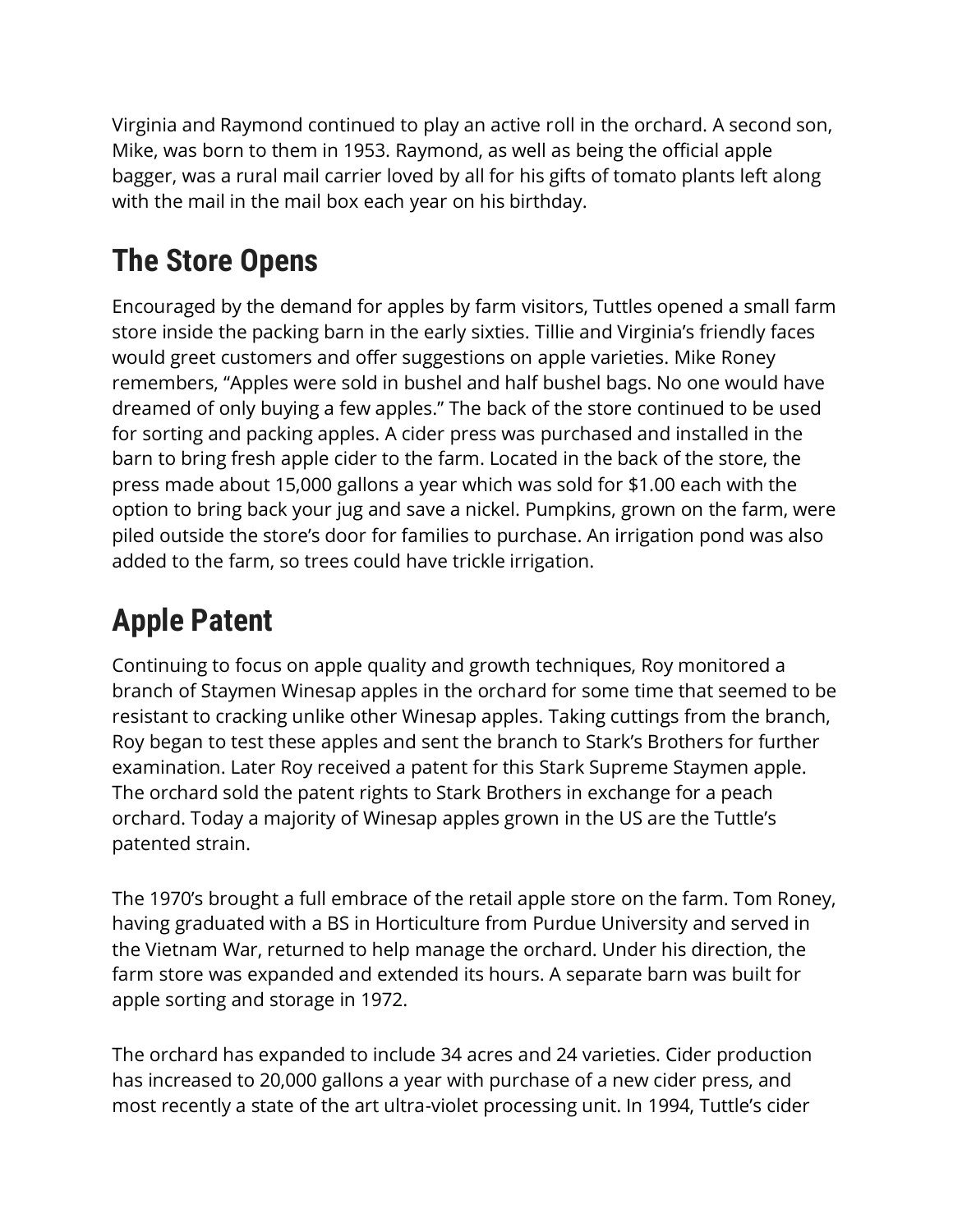Virginia and Raymond continued to play an active roll in the orchard. A second son, Mike, was born to them in 1953. Raymond, as well as being the official apple bagger, was a rural mail carrier loved by all for his gifts of tomato plants left along with the mail in the mail box each year on his birthday.

## The Store Opens

Encouraged by the demand for apples by farm visitors, Tuttles opened a small farm store inside the packing barn in the early sixties. Tillie and Virginia's friendly faces would greet customers and offer suggestions on apple varieties. Mike Roney remembers, "Apples were sold in bushel and half bushel bags. No one would have dreamed of only buying a few apples." The back of the store continued to be used for sorting and packing apples. A cider press was purchased and installed in the barn to bring fresh apple cider to the farm. Located in the back of the store, the press made about 15,000 gallons a year which was sold for $1.00 each with the option to bring back your jug and save a nickel. Pumpkins, grown on the farm, were piled outside the store's door for families to purchase. An irrigation pond was also added to the farm, so trees could have trickle irrigation.

## Apple Patent

Continuing to focus on apple quality and growth techniques, Roy monitored a branch of Staymen Winesap apples in the orchard for some time that seemed to be resistant to cracking unlike other Winesap apples. Taking cuttings from the branch, Roy began to test these apples and sent the branch to Stark's Brothers for further examination. Later Roy received a patent for this Stark Supreme Staymen apple. The orchard sold the patent rights to Stark Brothers in exchange for a peach orchard. Today a majority of Winesap apples grown in the US are the Tuttle's patented strain.

The 1970's brought a full embrace of the retail apple store on the farm. Tom Roney, having graduated with a BS in Horticulture from Purdue University and served in the Vietnam War, returned to help manage the orchard. Under his direction, the farm store was expanded and extended its hours. A separate barn was built for apple sorting and storage in 1972.

The orchard has expanded to include 34 acres and 24 varieties. Cider production has increased to 20,000 gallons a year with purchase of a new cider press, and most recently a state of the art ultra-violet processing unit. In 1994, Tuttle's cider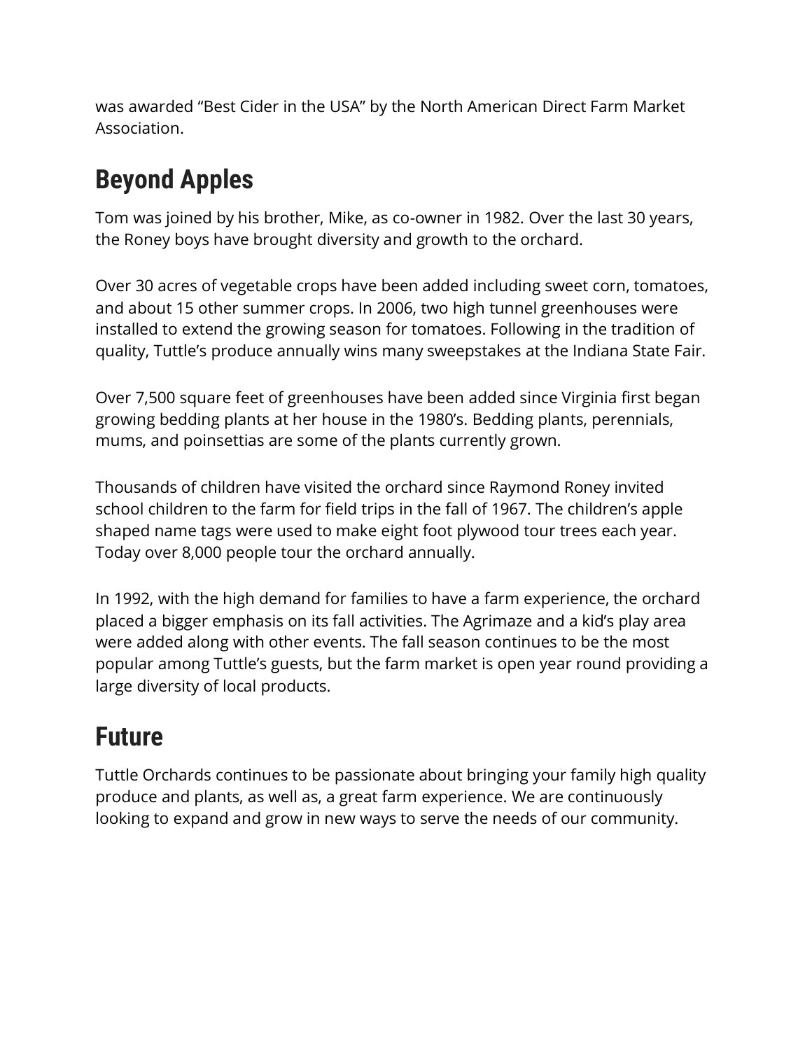was awarded “Best Cider in the USA” by the North American Direct Farm Market Association.

## Beyond Apples

Tom was joined by his brother, Mike, as co-owner in 1982. Over the last 30 years, the Roney boys have brought diversity and growth to the orchard.

Over 30 acres of vegetable crops have been added including sweet corn, tomatoes, and about 15 other summer crops. In 2006, two high tunnel greenhouses were installed to extend the growing season for tomatoes. Following in the tradition of quality, Tuttle’s produce annually wins many sweepstakes at the Indiana State Fair.

Over 7,500 square feet of greenhouses have been added since Virginia first began growing bedding plants at her house in the 1980’s. Bedding plants, perennials, mums, and poinsettias are some of the plants currently grown.

Thousands of children have visited the orchard since Raymond Roney invited school children to the farm for field trips in the fall of 1967. The children’s apple shaped name tags were used to make eight foot plywood tour trees each year. Today over 8,000 people tour the orchard annually.

In 1992, with the high demand for families to have a farm experience, the orchard placed a bigger emphasis on its fall activities. The Agrimaze and a kid’s play area were added along with other events. The fall season continues to be the most popular among Tuttle’s guests, but the farm market is open year round providing a large diversity of local products.

## Future

Tuttle Orchards continues to be passionate about bringing your family high quality produce and plants, as well as, a great farm experience. We are continuously looking to expand and grow in new ways to serve the needs of our community.